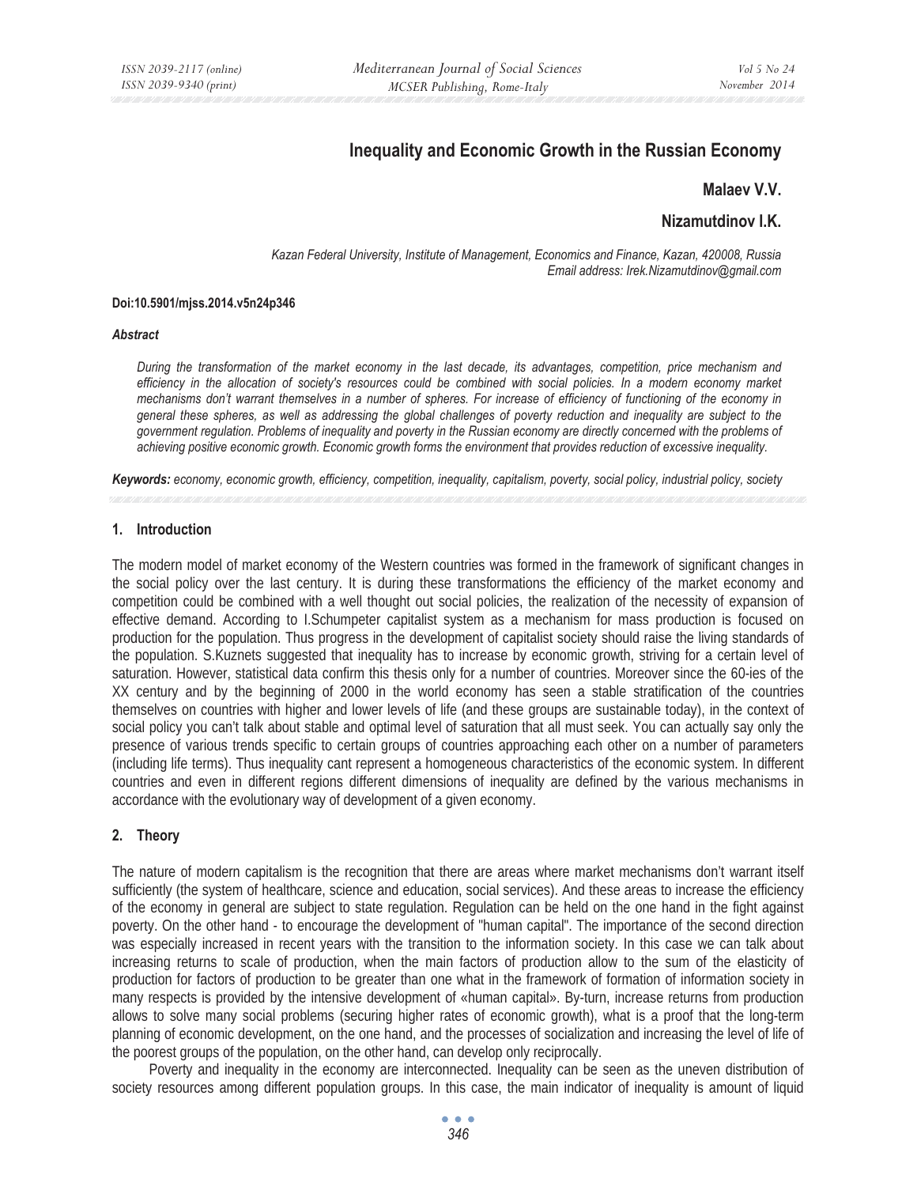# Inequality and Economic Growth in the Russian Economy

**Malaev V.V.**

**Nizamutdinov I.K.**

*Kazan Federal University, Institute of Management, Economics and Finance, Kazan, 420008, Russia*
*Email address: Irek.Nizamutdinov@gmail.com*

**Doi:10.5901/mjss.2014.v5n24p346**

***Abstract***

*During the transformation of the market economy in the last decade, its advantages, competition, price mechanism and efficiency in the allocation of society's resources could be combined with social policies. In a modern economy market mechanisms don't warrant themselves in a number of spheres. For increase of efficiency of functioning of the economy in general these spheres, as well as addressing the global challenges of poverty reduction and inequality are subject to the government regulation. Problems of inequality and poverty in the Russian economy are directly concerned with the problems of achieving positive economic growth. Economic growth forms the environment that provides reduction of excessive inequality.*

***Keywords:*** *economy, economic growth, efficiency, competition, inequality, capitalism, poverty, social policy, industrial policy, society*

## 1. Introduction

The modern model of market economy of the Western countries was formed in the framework of significant changes in the social policy over the last century. It is during these transformations the efficiency of the market economy and competition could be combined with a well thought out social policies, the realization of the necessity of expansion of effective demand. According to I.Schumpeter capitalist system as a mechanism for mass production is focused on production for the population. Thus progress in the development of capitalist society should raise the living standards of the population. S.Kuznets suggested that inequality has to increase by economic growth, striving for a certain level of saturation. However, statistical data confirm this thesis only for a number of countries. Moreover since the 60-ies of the XX century and by the beginning of 2000 in the world economy has seen a stable stratification of the countries themselves on countries with higher and lower levels of life (and these groups are sustainable today), in the context of social policy you can't talk about stable and optimal level of saturation that all must seek. You can actually say only the presence of various trends specific to certain groups of countries approaching each other on a number of parameters (including life terms). Thus inequality cant represent a homogeneous characteristics of the economic system. In different countries and even in different regions different dimensions of inequality are defined by the various mechanisms in accordance with the evolutionary way of development of a given economy.

## 2. Theory

The nature of modern capitalism is the recognition that there are areas where market mechanisms don't warrant itself sufficiently (the system of healthcare, science and education, social services). And these areas to increase the efficiency of the economy in general are subject to state regulation. Regulation can be held on the one hand in the fight against poverty. On the other hand - to encourage the development of "human capital". The importance of the second direction was especially increased in recent years with the transition to the information society. In this case we can talk about increasing returns to scale of production, when the main factors of production allow to the sum of the elasticity of production for factors of production to be greater than one what in the framework of formation of information society in many respects is provided by the intensive development of «human capital». By-turn, increase returns from production allows to solve many social problems (securing higher rates of economic growth), what is a proof that the long-term planning of economic development, on the one hand, and the processes of socialization and increasing the level of life of the poorest groups of the population, on the other hand, can develop only reciprocally.

Poverty and inequality in the economy are interconnected. Inequality can be seen as the uneven distribution of society resources among different population groups. In this case, the main indicator of inequality is amount of liquid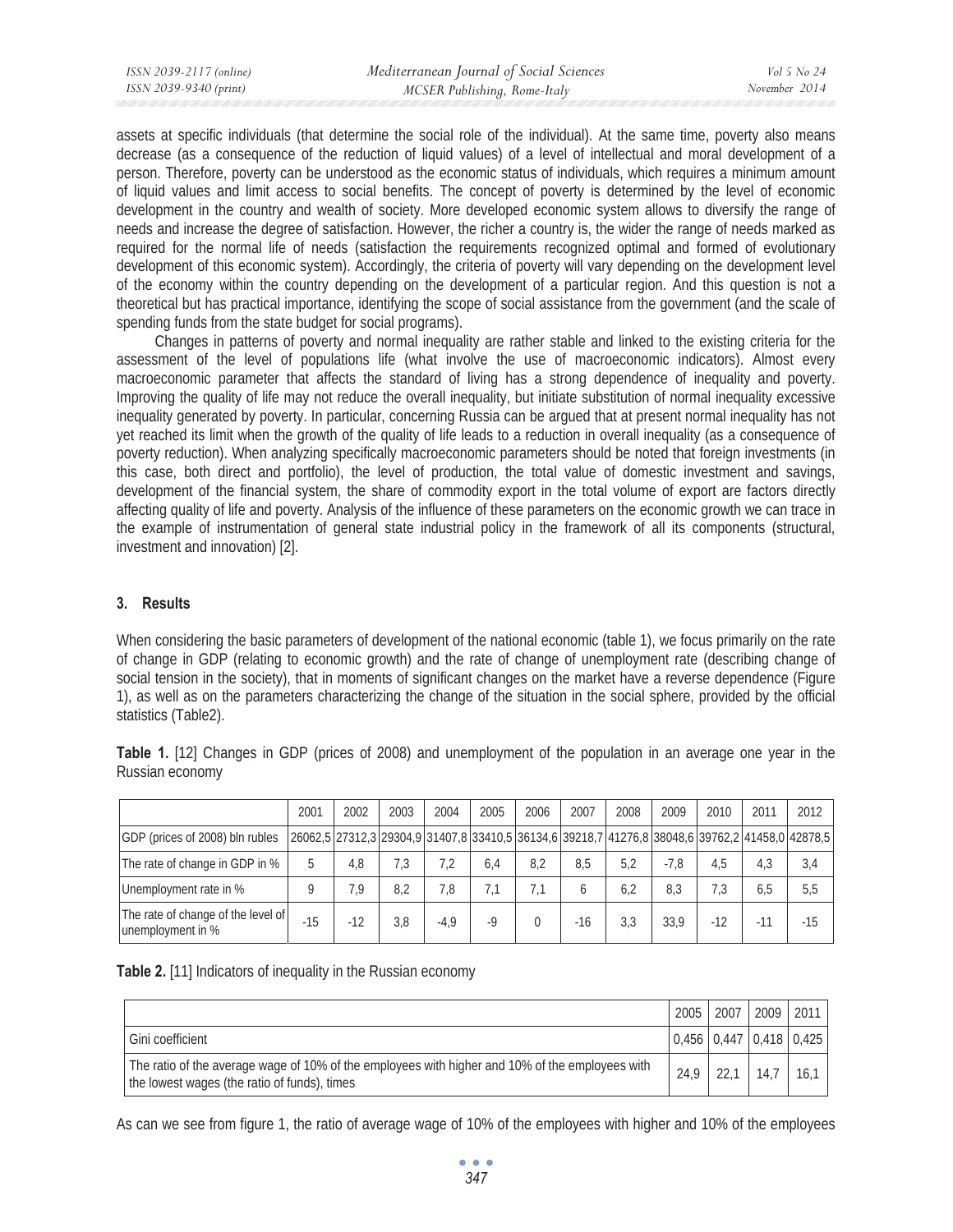assets at specific individuals (that determine the social role of the individual). At the same time, poverty also means decrease (as a consequence of the reduction of liquid values) of a level of intellectual and moral development of a person. Therefore, poverty can be understood as the economic status of individuals, which requires a minimum amount of liquid values and limit access to social benefits. The concept of poverty is determined by the level of economic development in the country and wealth of society. More developed economic system allows to diversify the range of needs and increase the degree of satisfaction. However, the richer a country is, the wider the range of needs marked as required for the normal life of needs (satisfaction the requirements recognized optimal and formed of evolutionary development of this economic system). Accordingly, the criteria of poverty will vary depending on the development level of the economy within the country depending on the development of a particular region. And this question is not a theoretical but has practical importance, identifying the scope of social assistance from the government (and the scale of spending funds from the state budget for social programs).

Changes in patterns of poverty and normal inequality are rather stable and linked to the existing criteria for the assessment of the level of populations life (what involve the use of macroeconomic indicators). Almost every macroeconomic parameter that affects the standard of living has a strong dependence of inequality and poverty. Improving the quality of life may not reduce the overall inequality, but initiate substitution of normal inequality excessive inequality generated by poverty. In particular, concerning Russia can be argued that at present normal inequality has not yet reached its limit when the growth of the quality of life leads to a reduction in overall inequality (as a consequence of poverty reduction). When analyzing specifically macroeconomic parameters should be noted that foreign investments (in this case, both direct and portfolio), the level of production, the total value of domestic investment and savings, development of the financial system, the share of commodity export in the total volume of export are factors directly affecting quality of life and poverty. Analysis of the influence of these parameters on the economic growth we can trace in the example of instrumentation of general state industrial policy in the framework of all its components (structural, investment and innovation) [2].

## 3. Results

When considering the basic parameters of development of the national economic (table 1), we focus primarily on the rate of change in GDP (relating to economic growth) and the rate of change of unemployment rate (describing change of social tension in the society), that in moments of significant changes on the market have a reverse dependence (Figure 1), as well as on the parameters characterizing the change of the situation in the social sphere, provided by the official statistics (Table2).

**Table 1.** [12] Changes in GDP (prices of 2008) and unemployment of the population in an average one year in the Russian economy

| | 2001 | 2002 | 2003 | 2004 | 2005 | 2006 | 2007 | 2008 | 2009 | 2010 | 2011 | 2012 |
|---|---|---|---|---|---|---|---|---|---|---|---|---|
| GDP (prices of 2008) bln rubles | 26062,5 | 27312,3 | 29304,9 | 31407,8 | 33410,5 | 36134,6 | 39218,7 | 41276,8 | 38048,6 | 39762,2 | 41458,0 | 42878,5 |
| The rate of change in GDP in % | 5 | 4,8 | 7,3 | 7,2 | 6,4 | 8,2 | 8,5 | 5,2 | -7,8 | 4,5 | 4,3 | 3,4 |
| Unemployment rate in % | 9 | 7,9 | 8,2 | 7,8 | 7,1 | 7,1 | 6 | 6,2 | 8,3 | 7,3 | 6,5 | 5,5 |
| The rate of change of the level of unemployment in % | -15 | -12 | 3,8 | -4,9 | -9 | 0 | -16 | 3,3 | 33,9 | -12 | -11 | -15 |

**Table 2.** [11] Indicators of inequality in the Russian economy

| | 2005 | 2007 | 2009 | 2011 |
|---|---|---|---|---|
| Gini coefficient | 0,456 | 0,447 | 0,418 | 0,425 |
| The ratio of the average wage of 10% of the employees with higher and 10% of the employees with the lowest wages (the ratio of funds), times | 24,9 | 22,1 | 14,7 | 16,1 |

As can we see from figure 1, the ratio of average wage of 10% of the employees with higher and 10% of the employees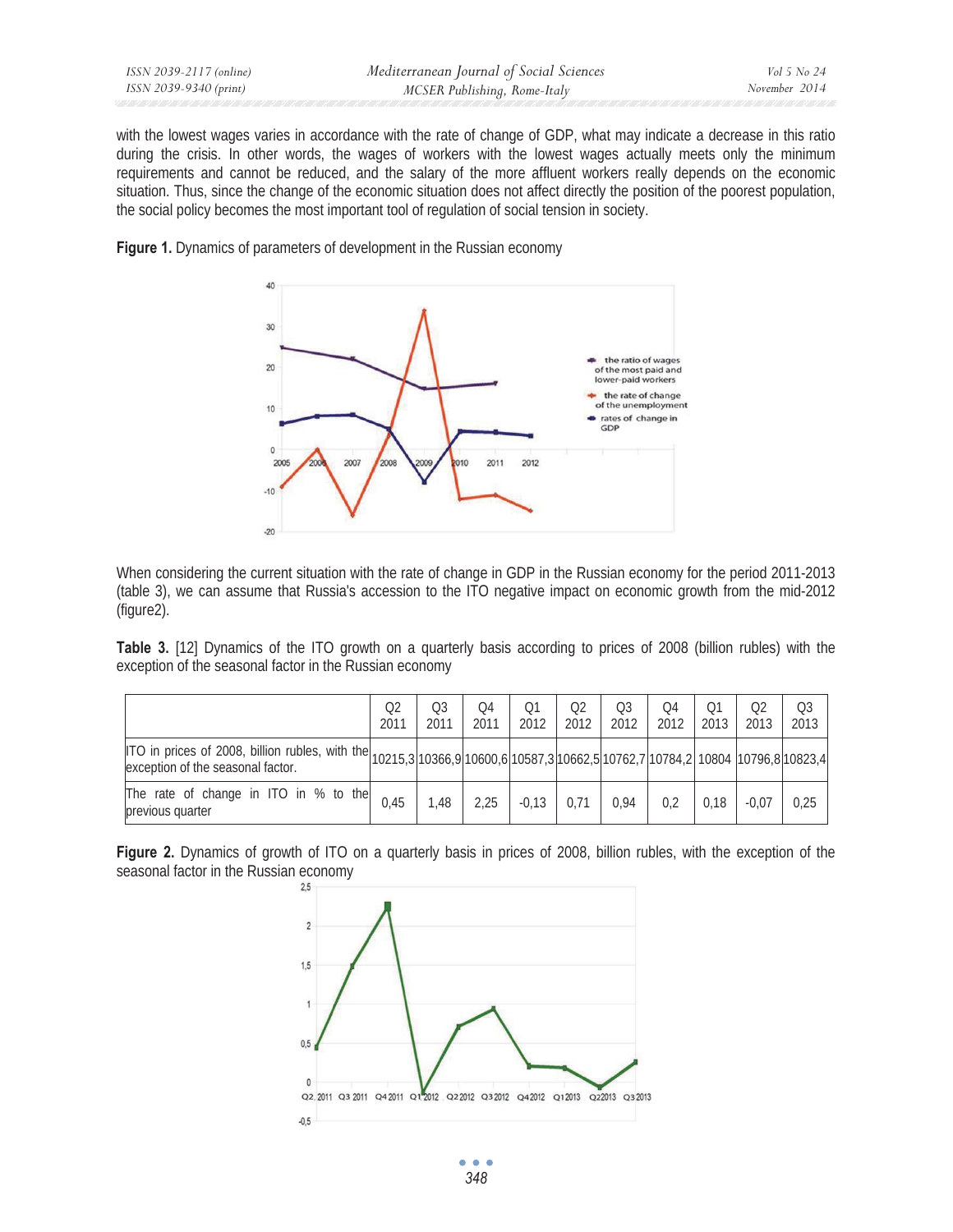with the lowest wages varies in accordance with the rate of change of GDP, what may indicate a decrease in this ratio during the crisis. In other words, the wages of workers with the lowest wages actually meets only the minimum requirements and cannot be reduced, and the salary of the more affluent workers really depends on the economic situation. Thus, since the change of the economic situation does not affect directly the position of the poorest population, the social policy becomes the most important tool of regulation of social tension in society.

**Figure 1.** Dynamics of parameters of development in the Russian economy

When considering the current situation with the rate of change in GDP in the Russian economy for the period 2011-2013 (table 3), we can assume that Russia's accession to the ITO negative impact on economic growth from the mid-2012 (figure2).

**Table 3.** [12] Dynamics of the ITO growth on a quarterly basis according to prices of 2008 (billion rubles) with the exception of the seasonal factor in the Russian economy

| | Q2 2011 | Q3 2011 | Q4 2011 | Q1 2012 | Q2 2012 | Q3 2012 | Q4 2012 | Q1 2013 | Q2 2013 | Q3 2013 |
|---|---|---|---|---|---|---|---|---|---|---|
| ITO in prices of 2008, billion rubles, with the exception of the seasonal factor. | 10215,3 | 10366,9 | 10600,6 | 10587,3 | 10662,5 | 10762,7 | 10784,2 | 10804 | 10796,8 | 10823,4 |
| The rate of change in ITO in % to the previous quarter | 0,45 | 1,48 | 2,25 | -0,13 | 0,71 | 0,94 | 0,2 | 0,18 | -0,07 | 0,25 |

**Figure 2.** Dynamics of growth of ITO on a quarterly basis in prices of 2008, billion rubles, with the exception of the seasonal factor in the Russian economy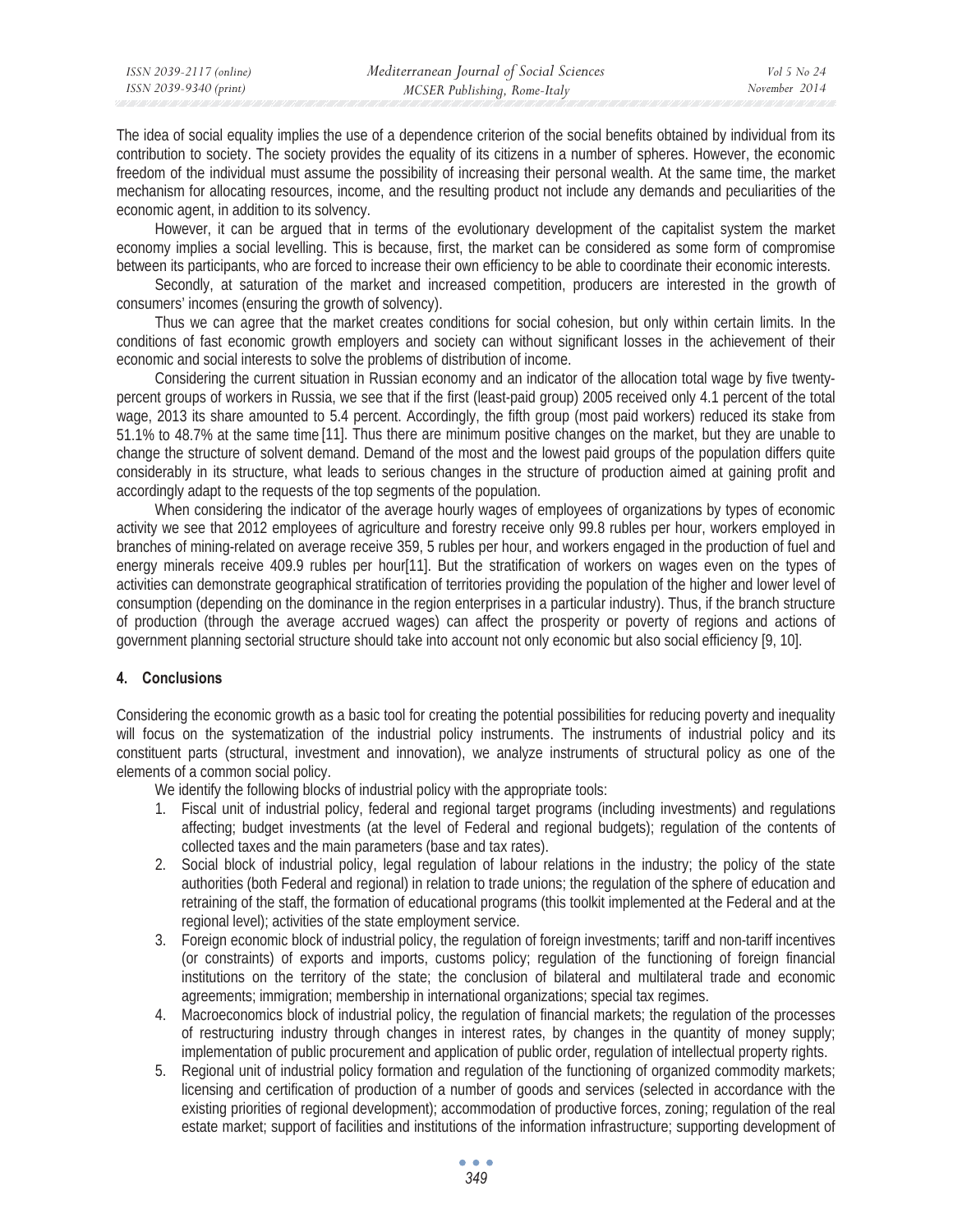The idea of social equality implies the use of a dependence criterion of the social benefits obtained by individual from its contribution to society. The society provides the equality of its citizens in a number of spheres. However, the economic freedom of the individual must assume the possibility of increasing their personal wealth. At the same time, the market mechanism for allocating resources, income, and the resulting product not include any demands and peculiarities of the economic agent, in addition to its solvency.

However, it can be argued that in terms of the evolutionary development of the capitalist system the market economy implies a social levelling. This is because, first, the market can be considered as some form of compromise between its participants, who are forced to increase their own efficiency to be able to coordinate their economic interests.

Secondly, at saturation of the market and increased competition, producers are interested in the growth of consumers' incomes (ensuring the growth of solvency).

Thus we can agree that the market creates conditions for social cohesion, but only within certain limits. In the conditions of fast economic growth employers and society can without significant losses in the achievement of their economic and social interests to solve the problems of distribution of income.

Considering the current situation in Russian economy and an indicator of the allocation total wage by five twenty-percent groups of workers in Russia, we see that if the first (least-paid group) 2005 received only 4.1 percent of the total wage, 2013 its share amounted to 5.4 percent. Accordingly, the fifth group (most paid workers) reduced its stake from 51.1% to 48.7% at the same time [11]. Thus there are minimum positive changes on the market, but they are unable to change the structure of solvent demand. Demand of the most and the lowest paid groups of the population differs quite considerably in its structure, what leads to serious changes in the structure of production aimed at gaining profit and accordingly adapt to the requests of the top segments of the population.

When considering the indicator of the average hourly wages of employees of organizations by types of economic activity we see that 2012 employees of agriculture and forestry receive only 99.8 rubles per hour, workers employed in branches of mining-related on average receive 359, 5 rubles per hour, and workers engaged in the production of fuel and energy minerals receive 409.9 rubles per hour[11]. But the stratification of workers on wages even on the types of activities can demonstrate geographical stratification of territories providing the population of the higher and lower level of consumption (depending on the dominance in the region enterprises in a particular industry). Thus, if the branch structure of production (through the average accrued wages) can affect the prosperity or poverty of regions and actions of government planning sectorial structure should take into account not only economic but also social efficiency [9, 10].

## 4. Conclusions

Considering the economic growth as a basic tool for creating the potential possibilities for reducing poverty and inequality will focus on the systematization of the industrial policy instruments. The instruments of industrial policy and its constituent parts (structural, investment and innovation), we analyze instruments of structural policy as one of the elements of a common social policy.

We identify the following blocks of industrial policy with the appropriate tools:

1. Fiscal unit of industrial policy, federal and regional target programs (including investments) and regulations affecting; budget investments (at the level of Federal and regional budgets); regulation of the contents of collected taxes and the main parameters (base and tax rates).
2. Social block of industrial policy, legal regulation of labour relations in the industry; the policy of the state authorities (both Federal and regional) in relation to trade unions; the regulation of the sphere of education and retraining of the staff, the formation of educational programs (this toolkit implemented at the Federal and at the regional level); activities of the state employment service.
3. Foreign economic block of industrial policy, the regulation of foreign investments; tariff and non-tariff incentives (or constraints) of exports and imports, customs policy; regulation of the functioning of foreign financial institutions on the territory of the state; the conclusion of bilateral and multilateral trade and economic agreements; immigration; membership in international organizations; special tax regimes.
4. Macroeconomics block of industrial policy, the regulation of financial markets; the regulation of the processes of restructuring industry through changes in interest rates, by changes in the quantity of money supply; implementation of public procurement and application of public order, regulation of intellectual property rights.
5. Regional unit of industrial policy formation and regulation of the functioning of organized commodity markets; licensing and certification of production of a number of goods and services (selected in accordance with the existing priorities of regional development); accommodation of productive forces, zoning; regulation of the real estate market; support of facilities and institutions of the information infrastructure; supporting development of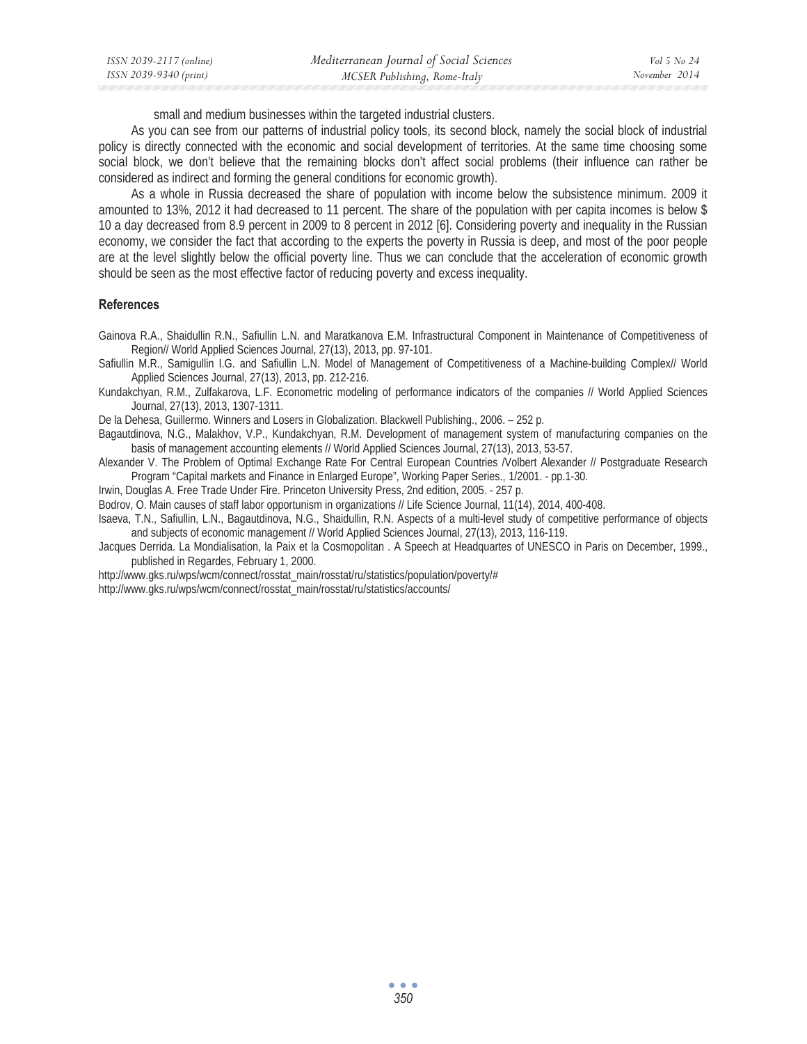small and medium businesses within the targeted industrial clusters.

As you can see from our patterns of industrial policy tools, its second block, namely the social block of industrial policy is directly connected with the economic and social development of territories. At the same time choosing some social block, we don't believe that the remaining blocks don't affect social problems (their influence can rather be considered as indirect and forming the general conditions for economic growth).

As a whole in Russia decreased the share of population with income below the subsistence minimum. 2009 it amounted to 13%, 2012 it had decreased to 11 percent. The share of the population with per capita incomes is below $ 10 a day decreased from 8.9 percent in 2009 to 8 percent in 2012 [6]. Considering poverty and inequality in the Russian economy, we consider the fact that according to the experts the poverty in Russia is deep, and most of the poor people are at the level slightly below the official poverty line. Thus we can conclude that the acceleration of economic growth should be seen as the most effective factor of reducing poverty and excess inequality.

## References

Gainova R.A., Shaidullin R.N., Safiullin L.N. and Maratkanova E.M. Infrastructural Component in Maintenance of Competitiveness of Region// World Applied Sciences Journal, 27(13), 2013, pp. 97-101.

Safiullin M.R., Samigullin I.G. and Safiullin L.N. Model of Management of Competitiveness of a Machine-building Complex// World Applied Sciences Journal, 27(13), 2013, pp. 212-216.

Kundakchyan, R.M., Zulfakarova, L.F. Econometric modeling of performance indicators of the companies // World Applied Sciences Journal, 27(13), 2013, 1307-1311.

De la Dehesa, Guillermo. Winners and Losers in Globalization. Blackwell Publishing., 2006. – 252 p.

Bagautdinova, N.G., Malakhov, V.P., Kundakchyan, R.M. Development of management system of manufacturing companies on the basis of management accounting elements // World Applied Sciences Journal, 27(13), 2013, 53-57.

Alexander V. The Problem of Optimal Exchange Rate For Central European Countries /Volbert Alexander // Postgraduate Research Program "Capital markets and Finance in Enlarged Europe", Working Paper Series., 1/2001. - pp.1-30.

Irwin, Douglas A. Free Trade Under Fire. Princeton University Press, 2nd edition, 2005. - 257 p.

Bodrov, O. Main causes of staff labor opportunism in organizations // Life Science Journal, 11(14), 2014, 400-408.

Isaeva, T.N., Safiullin, L.N., Bagautdinova, N.G., Shaidullin, R.N. Aspects of a multi-level study of competitive performance of objects and subjects of economic management // World Applied Sciences Journal, 27(13), 2013, 116-119.

Jacques Derrida. La Mondialisation, la Paix et la Cosmopolitan . A Speech at Headquartes of UNESCO in Paris on December, 1999., published in Regardes, February 1, 2000.

http://www.gks.ru/wps/wcm/connect/rosstat_main/rosstat/ru/statistics/population/poverty/#

http://www.gks.ru/wps/wcm/connect/rosstat_main/rosstat/ru/statistics/accounts/